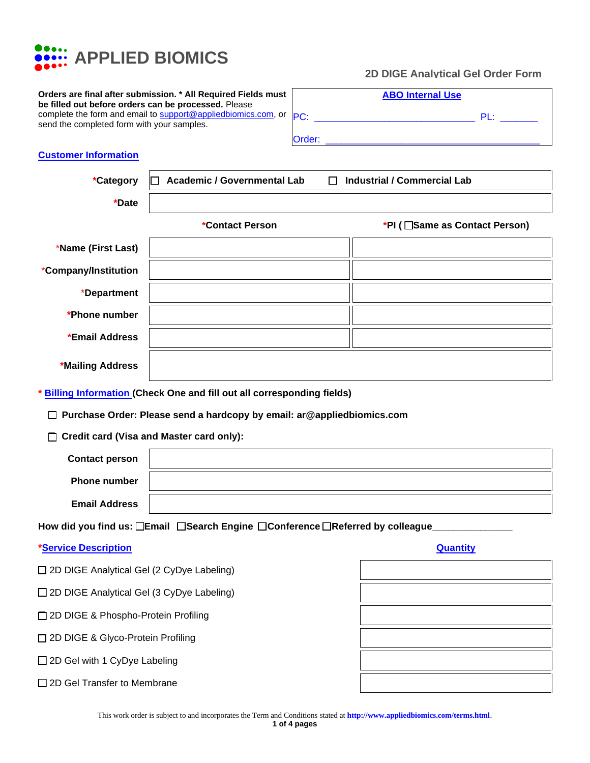# APPLIED BIOMICS

## 2D DIGE Analytical Gel Order Form

**Orders are final after submission. * All Required Fields must be filled out before orders can be processed.** Please complete the form and email to support@appliedbiomics.com, or send the completed form with your samples.

| ABO Internal Use | |
|---|---|
| PC: ______________________________ | PL: _______ |
| Order: ________________________________________ | |

### Customer Information

| | | |
|---|---|---|
| *Category | ☐ Academic / Governmental Lab | ☐ Industrial / Commercial Lab |
| *Date | | |
| | *Contact Person | *PI ( ☐Same as Contact Person) |
| *Name (First Last) | | |
| *Company/Institution | | |
| *Department | | |
| *Phone number | | |
| *Email Address | | |
| *Mailing Address | | |

### * Billing Information (Check One and fill out all corresponding fields)

☐ **Purchase Order: Please send a hardcopy by email: ar@appliedbiomics.com**

☐ **Credit card (Visa and Master card only):**

| | |
|---|---|
| Contact person | |
| Phone number | |
| Email Address | |

**How did you find us:** ☐Email ☐Search Engine ☐Conference ☐Referred by colleague_______________

| *Service Description | Quantity |
|---|---|
| ☐ 2D DIGE Analytical Gel (2 CyDye Labeling) | |
| ☐ 2D DIGE Analytical Gel (3 CyDye Labeling) | |
| ☐ 2D DIGE & Phospho-Protein Profiling | |
| ☐ 2D DIGE & Glyco-Protein Profiling | |
| ☐ 2D Gel with 1 CyDye Labeling | |
| ☐ 2D Gel Transfer to Membrane | |

This work order is subject to and incorporates the Term and Conditions stated at **http://www.appliedbiomics.com/terms.html**.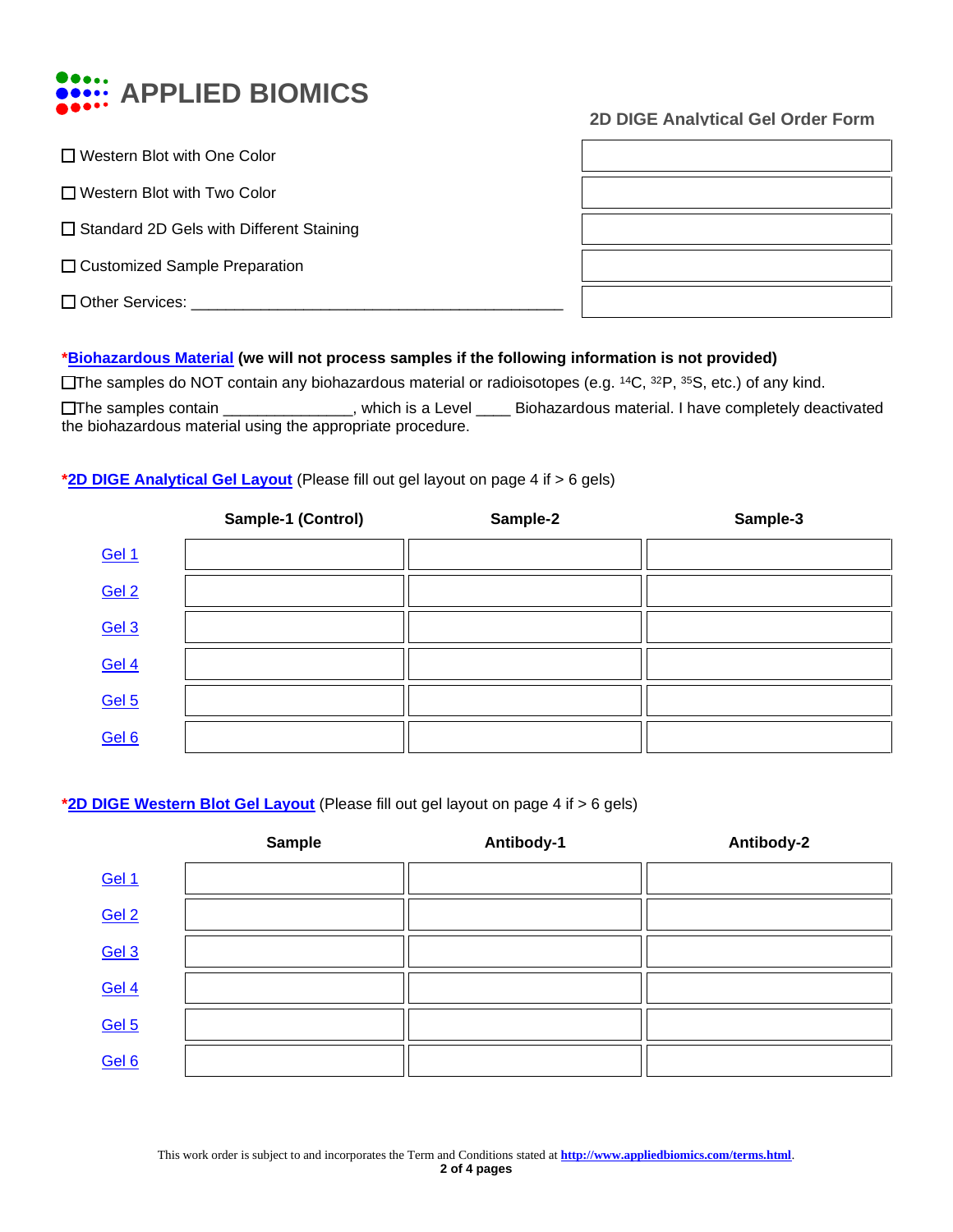# APPLIED BIOMICS

## 2D DIGE Analytical Gel Order Form

| | |
|---|---|
| ☐ Western Blot with One Color | |
| ☐ Western Blot with Two Color | |
| ☐ Standard 2D Gels with Different Staining | |
| ☐ Customized Sample Preparation | |
| ☐ Other Services: ___________________________________________ | |

***Biohazardous Material** (we will not process samples if the following information is not provided)**

☐The samples do NOT contain any biohazardous material or radioisotopes (e.g. $^{14}C$, $^{32}P$, $^{35}S$, etc.) of any kind.

☐The samples contain ______________, which is a Level ____ Biohazardous material. I have completely deactivated the biohazardous material using the appropriate procedure.

***2D DIGE Analytical Gel Layout** (Please fill out gel layout on page 4 if > 6 gels)

| | Sample-1 (Control) | Sample-2 | Sample-3 |
|---|---|---|---|
| Gel 1 | | | |
| Gel 2 | | | |
| Gel 3 | | | |
| Gel 4 | | | |
| Gel 5 | | | |
| Gel 6 | | | |

***2D DIGE Western Blot Gel Layout** (Please fill out gel layout on page 4 if > 6 gels)

| | Sample | Antibody-1 | Antibody-2 |
|---|---|---|---|
| Gel 1 | | | |
| Gel 2 | | | |
| Gel 3 | | | |
| Gel 4 | | | |
| Gel 5 | | | |
| Gel 6 | | | |

This work order is subject to and incorporates the Term and Conditions stated at http://www.appliedbiomics.com/terms.html.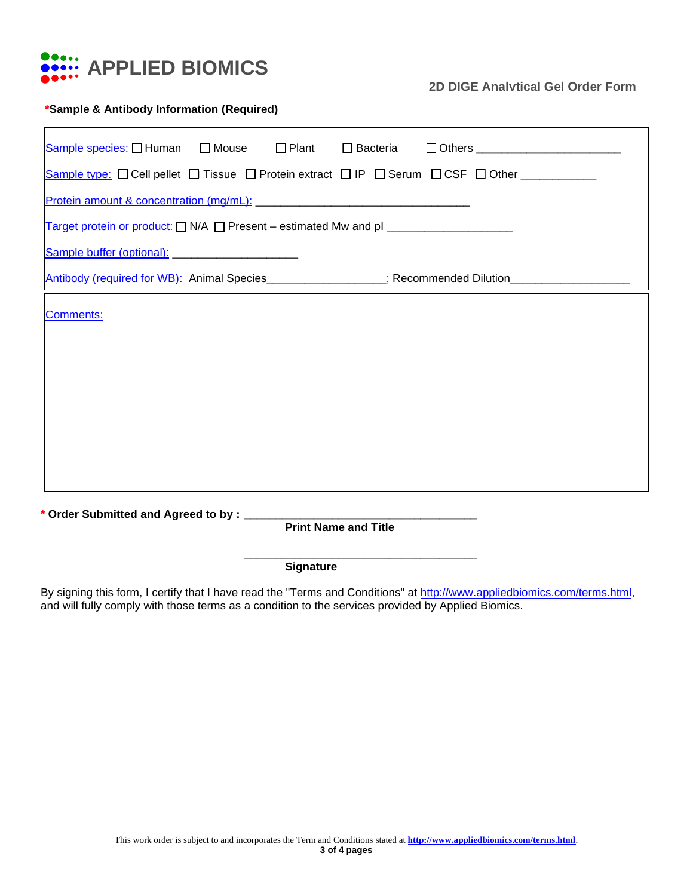# APPLIED BIOMICS

**2D DIGE Analytical Gel Order Form**

***Sample & Antibody Information (Required)**

Sample species: ☐ Human ☐ Mouse ☐ Plant ☐ Bacteria ☐ Others ______________________

Sample type: ☐ Cell pellet ☐ Tissue ☐ Protein extract ☐ IP ☐ Serum ☐ CSF ☐ Other ___________

Protein amount & concentration (mg/mL): _________________________________

Target protein or product: ☐ N/A ☐ Present – estimated Mw and pI ___________________

Sample buffer (optional): ___________________

Antibody (required for WB): Animal Species__________________; Recommended Dilution__________________

Comments:

**\* Order Submitted and Agreed to by : ____________________________________**

**Print Name and Title**

____________________________________

**Signature**

By signing this form, I certify that I have read the "Terms and Conditions" at http://www.appliedbiomics.com/terms.html, and will fully comply with those terms as a condition to the services provided by Applied Biomics.

This work order is subject to and incorporates the Term and Conditions stated at **http://www.appliedbiomics.com/terms.html**.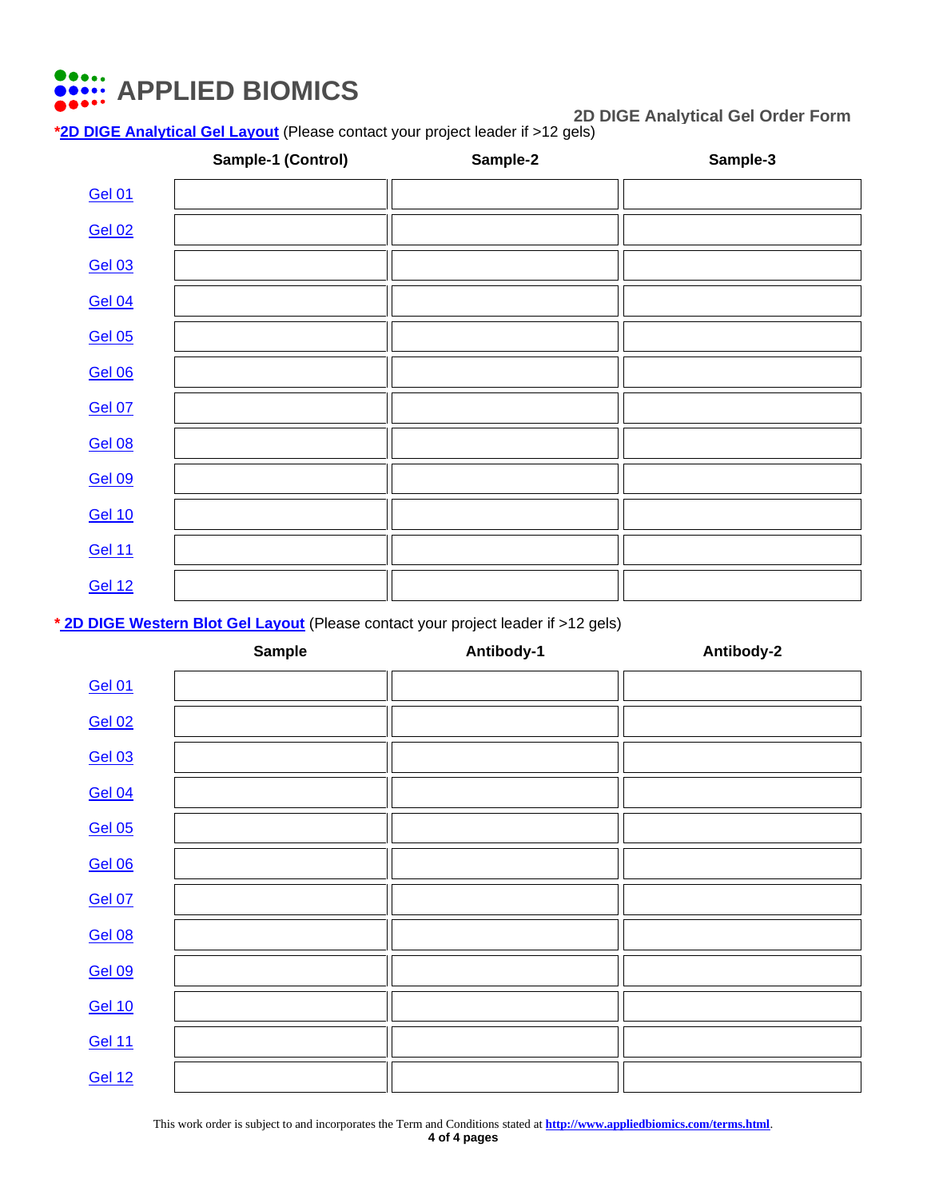# APPLIED BIOMICS

**2D DIGE Analytical Gel Order Form**

***2D DIGE Analytical Gel Layout** (Please contact your project leader if >12 gels)

| | Sample-1 (Control) | Sample-2 | Sample-3 |
|---|---|---|---|
| Gel 01 | | | |
| Gel 02 | | | |
| Gel 03 | | | |
| Gel 04 | | | |
| Gel 05 | | | |
| Gel 06 | | | |
| Gel 07 | | | |
| Gel 08 | | | |
| Gel 09 | | | |
| Gel 10 | | | |
| Gel 11 | | | |
| Gel 12 | | | |

*** 2D DIGE Western Blot Gel Layout** (Please contact your project leader if >12 gels)

| | Sample | Antibody-1 | Antibody-2 |
|---|---|---|---|
| Gel 01 | | | |
| Gel 02 | | | |
| Gel 03 | | | |
| Gel 04 | | | |
| Gel 05 | | | |
| Gel 06 | | | |
| Gel 07 | | | |
| Gel 08 | | | |
| Gel 09 | | | |
| Gel 10 | | | |
| Gel 11 | | | |
| Gel 12 | | | |

This work order is subject to and incorporates the Term and Conditions stated at **http://www.appliedbiomics.com/terms.html**.